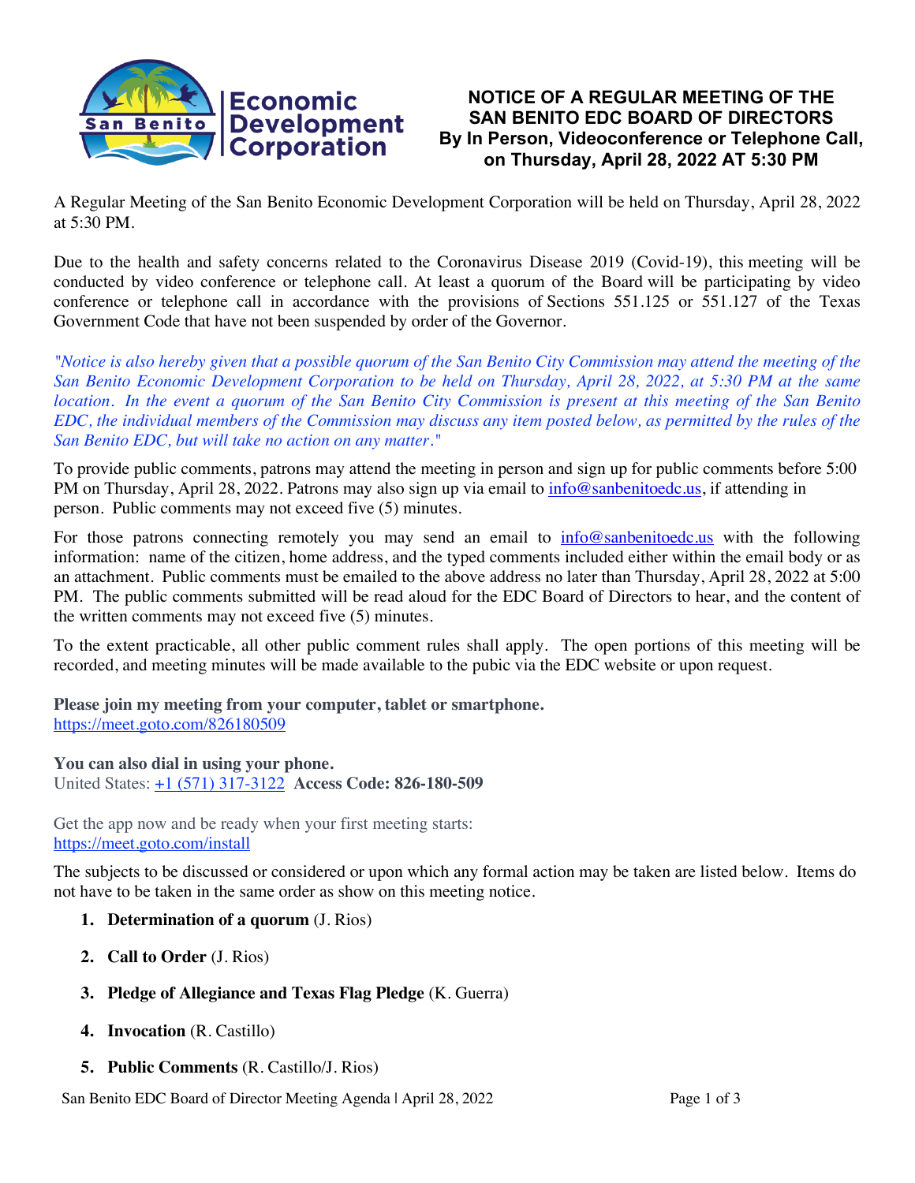San Benito Economic Development Corporation

# NOTICE OF A REGULAR MEETING OF THE SAN BENITO EDC BOARD OF DIRECTORS By In Person, Videoconference or Telephone Call, on Thursday, April 28, 2022 AT 5:30 PM

A Regular Meeting of the San Benito Economic Development Corporation will be held on Thursday, April 28, 2022 at 5:30 PM.

Due to the health and safety concerns related to the Coronavirus Disease 2019 (Covid-19), this meeting will be conducted by video conference or telephone call. At least a quorum of the Board will be participating by video conference or telephone call in accordance with the provisions of Sections 551.125 or 551.127 of the Texas Government Code that have not been suspended by order of the Governor.

*"Notice is also hereby given that a possible quorum of the San Benito City Commission may attend the meeting of the San Benito Economic Development Corporation to be held on Thursday, April 28, 2022, at 5:30 PM at the same location. In the event a quorum of the San Benito City Commission is present at this meeting of the San Benito EDC, the individual members of the Commission may discuss any item posted below, as permitted by the rules of the San Benito EDC, but will take no action on any matter."*

To provide public comments, patrons may attend the meeting in person and sign up for public comments before 5:00 PM on Thursday, April 28, 2022. Patrons may also sign up via email to info@sanbenitoedc.us, if attending in person. Public comments may not exceed five (5) minutes.

For those patrons connecting remotely you may send an email to info@sanbenitoedc.us with the following information: name of the citizen, home address, and the typed comments included either within the email body or as an attachment. Public comments must be emailed to the above address no later than Thursday, April 28, 2022 at 5:00 PM. The public comments submitted will be read aloud for the EDC Board of Directors to hear, and the content of the written comments may not exceed five (5) minutes.

To the extent practicable, all other public comment rules shall apply. The open portions of this meeting will be recorded, and meeting minutes will be made available to the pubic via the EDC website or upon request.

**Please join my meeting from your computer, tablet or smartphone.**
https://meet.goto.com/826180509

**You can also dial in using your phone.**
United States: +1 (571) 317-3122 **Access Code: 826-180-509**

Get the app now and be ready when your first meeting starts:
https://meet.goto.com/install

The subjects to be discussed or considered or upon which any formal action may be taken are listed below. Items do not have to be taken in the same order as show on this meeting notice.

1. **Determination of a quorum** (J. Rios)
2. **Call to Order** (J. Rios)
3. **Pledge of Allegiance and Texas Flag Pledge** (K. Guerra)
4. **Invocation** (R. Castillo)
5. **Public Comments** (R. Castillo/J. Rios)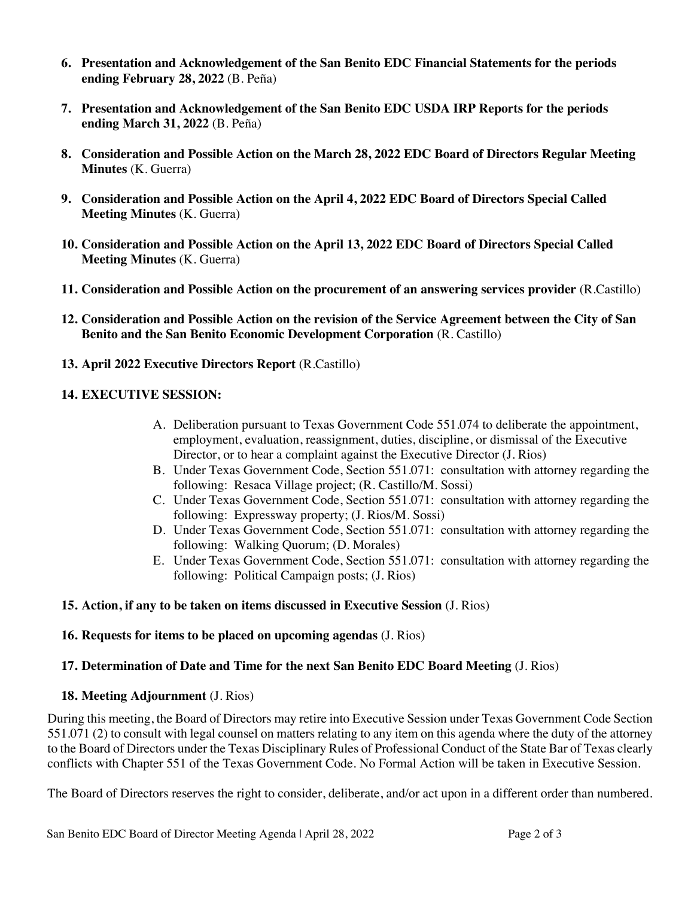6. **Presentation and Acknowledgement of the San Benito EDC Financial Statements for the periods ending February 28, 2022** (B. Peña)

7. **Presentation and Acknowledgement of the San Benito EDC USDA IRP Reports for the periods ending March 31, 2022** (B. Peña)

8. **Consideration and Possible Action on the March 28, 2022 EDC Board of Directors Regular Meeting Minutes** (K. Guerra)

9. **Consideration and Possible Action on the April 4, 2022 EDC Board of Directors Special Called Meeting Minutes** (K. Guerra)

10. **Consideration and Possible Action on the April 13, 2022 EDC Board of Directors Special Called Meeting Minutes** (K. Guerra)

11. **Consideration and Possible Action on the procurement of an answering services provider** (R.Castillo)

12. **Consideration and Possible Action on the revision of the Service Agreement between the City of San Benito and the San Benito Economic Development Corporation** (R. Castillo)

13. **April 2022 Executive Directors Report** (R.Castillo)

14. **EXECUTIVE SESSION:**

    A. Deliberation pursuant to Texas Government Code 551.074 to deliberate the appointment, employment, evaluation, reassignment, duties, discipline, or dismissal of the Executive Director, or to hear a complaint against the Executive Director (J. Rios)
    B. Under Texas Government Code, Section 551.071: consultation with attorney regarding the following: Resaca Village project; (R. Castillo/M. Sossi)
    C. Under Texas Government Code, Section 551.071: consultation with attorney regarding the following: Expressway property; (J. Rios/M. Sossi)
    D. Under Texas Government Code, Section 551.071: consultation with attorney regarding the following: Walking Quorum; (D. Morales)
    E. Under Texas Government Code, Section 551.071: consultation with attorney regarding the following: Political Campaign posts; (J. Rios)

15. **Action, if any to be taken on items discussed in Executive Session** (J. Rios)

16. **Requests for items to be placed on upcoming agendas** (J. Rios)

17. **Determination of Date and Time for the next San Benito EDC Board Meeting** (J. Rios)

18. **Meeting Adjournment** (J. Rios)

During this meeting, the Board of Directors may retire into Executive Session under Texas Government Code Section 551.071 (2) to consult with legal counsel on matters relating to any item on this agenda where the duty of the attorney to the Board of Directors under the Texas Disciplinary Rules of Professional Conduct of the State Bar of Texas clearly conflicts with Chapter 551 of the Texas Government Code. No Formal Action will be taken in Executive Session.

The Board of Directors reserves the right to consider, deliberate, and/or act upon in a different order than numbered.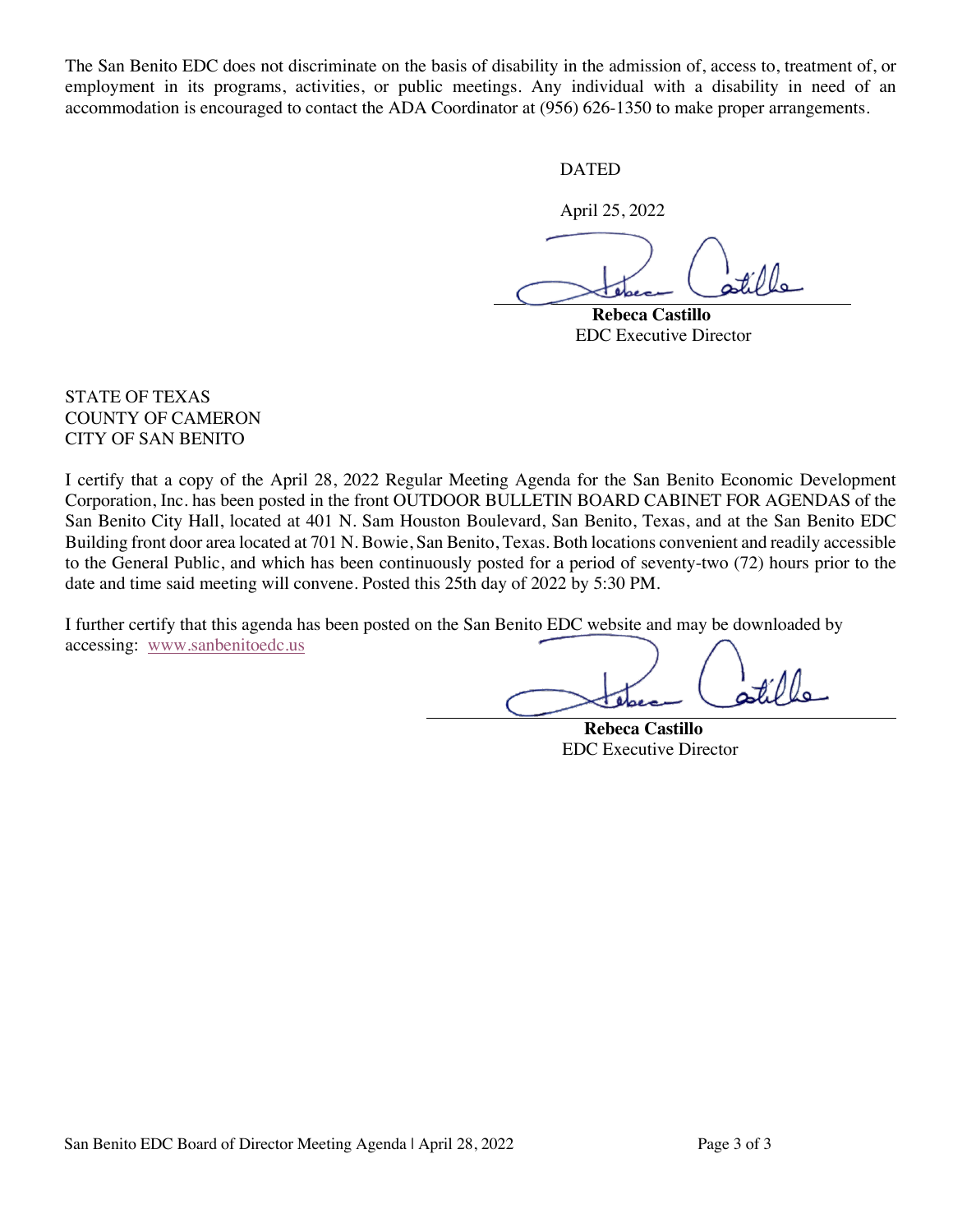The San Benito EDC does not discriminate on the basis of disability in the admission of, access to, treatment of, or employment in its programs, activities, or public meetings. Any individual with a disability in need of an accommodation is encouraged to contact the ADA Coordinator at (956) 626-1350 to make proper arrangements.

DATED

April 25, 2022

**Rebeca Castillo**
EDC Executive Director

STATE OF TEXAS
COUNTY OF CAMERON
CITY OF SAN BENITO

I certify that a copy of the April 28, 2022 Regular Meeting Agenda for the San Benito Economic Development Corporation, Inc. has been posted in the front OUTDOOR BULLETIN BOARD CABINET FOR AGENDAS of the San Benito City Hall, located at 401 N. Sam Houston Boulevard, San Benito, Texas, and at the San Benito EDC Building front door area located at 701 N. Bowie, San Benito, Texas. Both locations convenient and readily accessible to the General Public, and which has been continuously posted for a period of seventy-two (72) hours prior to the date and time said meeting will convene. Posted this 25th day of 2022 by 5:30 PM.

I further certify that this agenda has been posted on the San Benito EDC website and may be downloaded by accessing: www.sanbenitoedc.us

**Rebeca Castillo**
EDC Executive Director